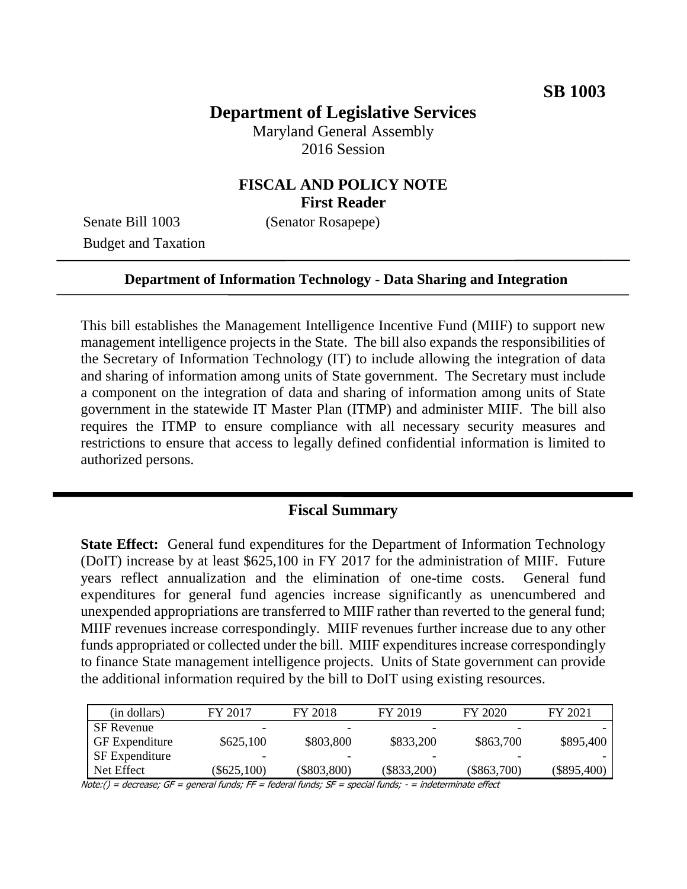**SB 1003**

# Department of Legislative Services

Maryland General Assembly
2016 Session

## FISCAL AND POLICY NOTE
**First Reader**

Senate Bill 1003 (Senator Rosapepe)
Budget and Taxation

**Department of Information Technology - Data Sharing and Integration**

This bill establishes the Management Intelligence Incentive Fund (MIIF) to support new management intelligence projects in the State. The bill also expands the responsibilities of the Secretary of Information Technology (IT) to include allowing the integration of data and sharing of information among units of State government. The Secretary must include a component on the integration of data and sharing of information among units of State government in the statewide IT Master Plan (ITMP) and administer MIIF. The bill also requires the ITMP to ensure compliance with all necessary security measures and restrictions to ensure that access to legally defined confidential information is limited to authorized persons.

## Fiscal Summary

**State Effect:** General fund expenditures for the Department of Information Technology (DoIT) increase by at least $625,100 in FY 2017 for the administration of MIIF. Future years reflect annualization and the elimination of one-time costs. General fund expenditures for general fund agencies increase significantly as unencumbered and unexpended appropriations are transferred to MIIF rather than reverted to the general fund; MIIF revenues increase correspondingly. MIIF revenues further increase due to any other funds appropriated or collected under the bill. MIIF expenditures increase correspondingly to finance State management intelligence projects. Units of State government can provide the additional information required by the bill to DoIT using existing resources.

| (in dollars) | FY 2017 | FY 2018 | FY 2019 | FY 2020 | FY 2021 |
|---|---|---|---|---|---|
| SF Revenue | - | - | - | - | - |
| GF Expenditure | $625,100 | $803,800 | $833,200 | $863,700 | $895,400 |
| SF Expenditure | - | - | - | - | - |
| Net Effect | ($625,100) | ($803,800) | ($833,200) | ($863,700) | ($895,400) |

*Note:() = decrease; GF = general funds; FF = federal funds; SF = special funds; - = indeterminate effect*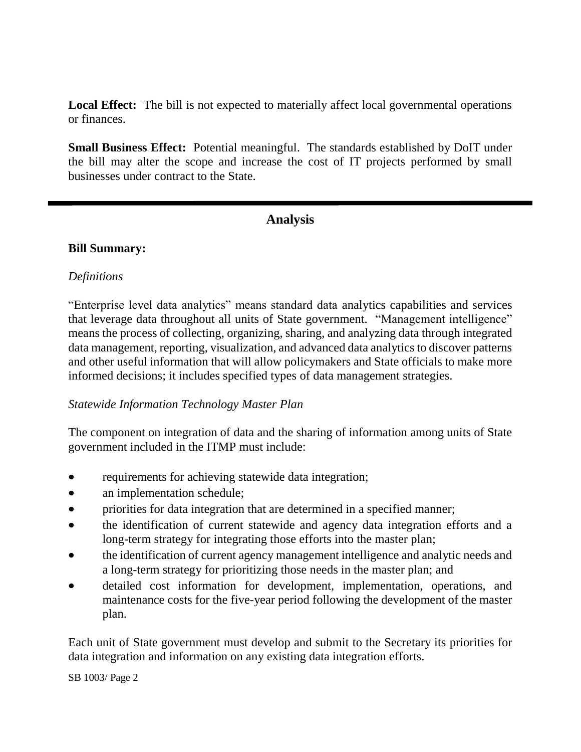**Local Effect:** The bill is not expected to materially affect local governmental operations or finances.

**Small Business Effect:** Potential meaningful. The standards established by DoIT under the bill may alter the scope and increase the cost of IT projects performed by small businesses under contract to the State.

---

## Analysis

**Bill Summary:**

*Definitions*

"Enterprise level data analytics" means standard data analytics capabilities and services that leverage data throughout all units of State government. "Management intelligence" means the process of collecting, organizing, sharing, and analyzing data through integrated data management, reporting, visualization, and advanced data analytics to discover patterns and other useful information that will allow policymakers and State officials to make more informed decisions; it includes specified types of data management strategies.

*Statewide Information Technology Master Plan*

The component on integration of data and the sharing of information among units of State government included in the ITMP must include:

- requirements for achieving statewide data integration;
- an implementation schedule;
- priorities for data integration that are determined in a specified manner;
- the identification of current statewide and agency data integration efforts and a long-term strategy for integrating those efforts into the master plan;
- the identification of current agency management intelligence and analytic needs and a long-term strategy for prioritizing those needs in the master plan; and
- detailed cost information for development, implementation, operations, and maintenance costs for the five-year period following the development of the master plan.

Each unit of State government must develop and submit to the Secretary its priorities for data integration and information on any existing data integration efforts.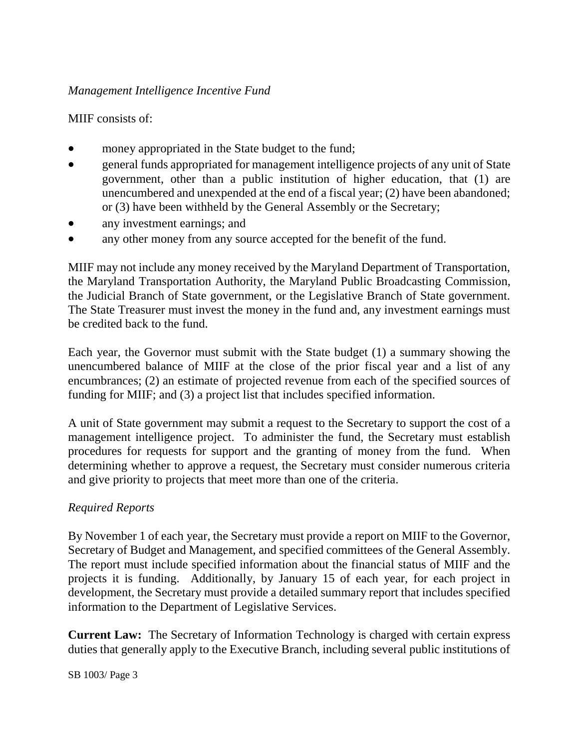*Management Intelligence Incentive Fund*

MIIF consists of:

- money appropriated in the State budget to the fund;
- general funds appropriated for management intelligence projects of any unit of State government, other than a public institution of higher education, that (1) are unencumbered and unexpended at the end of a fiscal year; (2) have been abandoned; or (3) have been withheld by the General Assembly or the Secretary;
- any investment earnings; and
- any other money from any source accepted for the benefit of the fund.

MIIF may not include any money received by the Maryland Department of Transportation, the Maryland Transportation Authority, the Maryland Public Broadcasting Commission, the Judicial Branch of State government, or the Legislative Branch of State government. The State Treasurer must invest the money in the fund and, any investment earnings must be credited back to the fund.

Each year, the Governor must submit with the State budget (1) a summary showing the unencumbered balance of MIIF at the close of the prior fiscal year and a list of any encumbrances; (2) an estimate of projected revenue from each of the specified sources of funding for MIIF; and (3) a project list that includes specified information.

A unit of State government may submit a request to the Secretary to support the cost of a management intelligence project. To administer the fund, the Secretary must establish procedures for requests for support and the granting of money from the fund. When determining whether to approve a request, the Secretary must consider numerous criteria and give priority to projects that meet more than one of the criteria.

*Required Reports*

By November 1 of each year, the Secretary must provide a report on MIIF to the Governor, Secretary of Budget and Management, and specified committees of the General Assembly. The report must include specified information about the financial status of MIIF and the projects it is funding. Additionally, by January 15 of each year, for each project in development, the Secretary must provide a detailed summary report that includes specified information to the Department of Legislative Services.

**Current Law:** The Secretary of Information Technology is charged with certain express duties that generally apply to the Executive Branch, including several public institutions of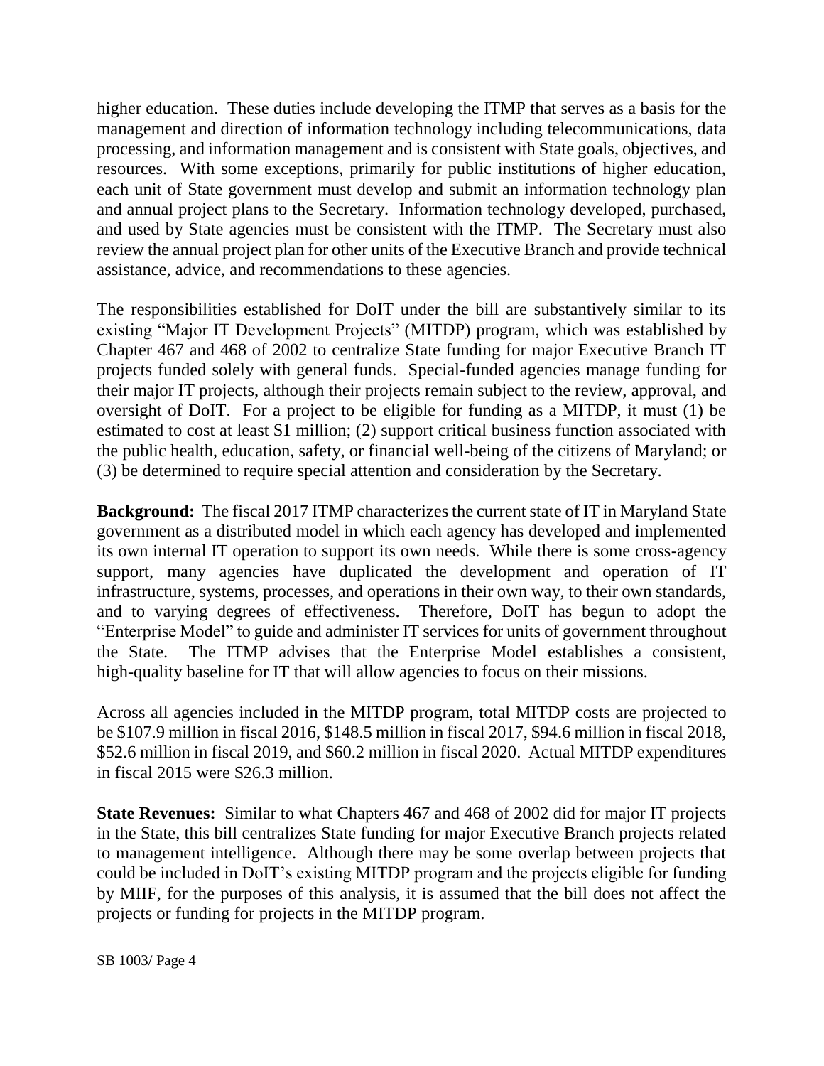higher education. These duties include developing the ITMP that serves as a basis for the management and direction of information technology including telecommunications, data processing, and information management and is consistent with State goals, objectives, and resources. With some exceptions, primarily for public institutions of higher education, each unit of State government must develop and submit an information technology plan and annual project plans to the Secretary. Information technology developed, purchased, and used by State agencies must be consistent with the ITMP. The Secretary must also review the annual project plan for other units of the Executive Branch and provide technical assistance, advice, and recommendations to these agencies.

The responsibilities established for DoIT under the bill are substantively similar to its existing "Major IT Development Projects" (MITDP) program, which was established by Chapter 467 and 468 of 2002 to centralize State funding for major Executive Branch IT projects funded solely with general funds. Special-funded agencies manage funding for their major IT projects, although their projects remain subject to the review, approval, and oversight of DoIT. For a project to be eligible for funding as a MITDP, it must (1) be estimated to cost at least $1 million; (2) support critical business function associated with the public health, education, safety, or financial well-being of the citizens of Maryland; or (3) be determined to require special attention and consideration by the Secretary.

**Background:** The fiscal 2017 ITMP characterizes the current state of IT in Maryland State government as a distributed model in which each agency has developed and implemented its own internal IT operation to support its own needs. While there is some cross-agency support, many agencies have duplicated the development and operation of IT infrastructure, systems, processes, and operations in their own way, to their own standards, and to varying degrees of effectiveness. Therefore, DoIT has begun to adopt the "Enterprise Model" to guide and administer IT services for units of government throughout the State. The ITMP advises that the Enterprise Model establishes a consistent, high-quality baseline for IT that will allow agencies to focus on their missions.

Across all agencies included in the MITDP program, total MITDP costs are projected to be $107.9 million in fiscal 2016, $148.5 million in fiscal 2017, $94.6 million in fiscal 2018, $52.6 million in fiscal 2019, and $60.2 million in fiscal 2020. Actual MITDP expenditures in fiscal 2015 were $26.3 million.

**State Revenues:** Similar to what Chapters 467 and 468 of 2002 did for major IT projects in the State, this bill centralizes State funding for major Executive Branch projects related to management intelligence. Although there may be some overlap between projects that could be included in DoIT's existing MITDP program and the projects eligible for funding by MIIF, for the purposes of this analysis, it is assumed that the bill does not affect the projects or funding for projects in the MITDP program.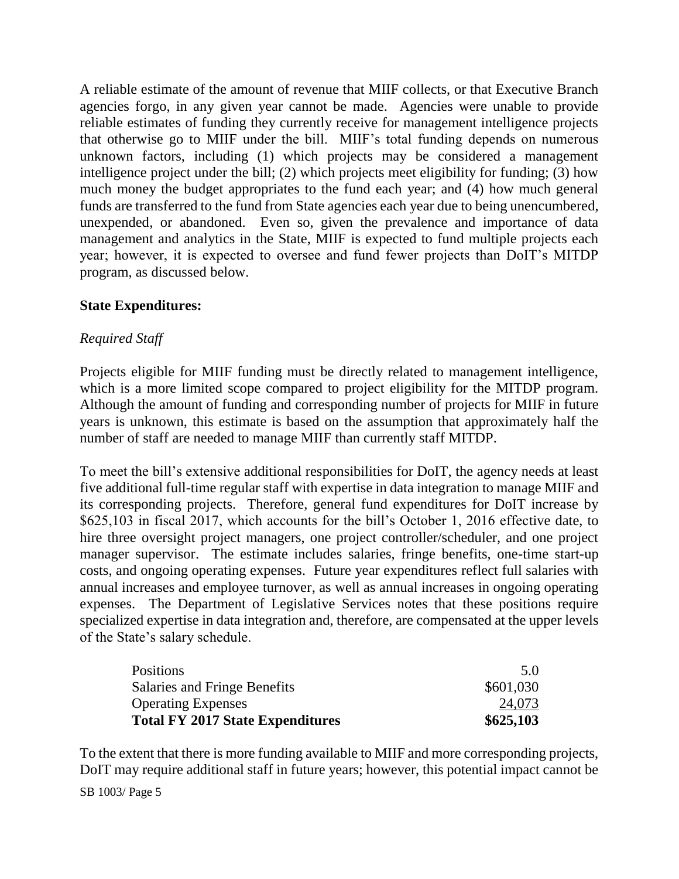A reliable estimate of the amount of revenue that MIIF collects, or that Executive Branch agencies forgo, in any given year cannot be made. Agencies were unable to provide reliable estimates of funding they currently receive for management intelligence projects that otherwise go to MIIF under the bill. MIIF's total funding depends on numerous unknown factors, including (1) which projects may be considered a management intelligence project under the bill; (2) which projects meet eligibility for funding; (3) how much money the budget appropriates to the fund each year; and (4) how much general funds are transferred to the fund from State agencies each year due to being unencumbered, unexpended, or abandoned. Even so, given the prevalence and importance of data management and analytics in the State, MIIF is expected to fund multiple projects each year; however, it is expected to oversee and fund fewer projects than DoIT's MITDP program, as discussed below.

**State Expenditures:**

*Required Staff*

Projects eligible for MIIF funding must be directly related to management intelligence, which is a more limited scope compared to project eligibility for the MITDP program. Although the amount of funding and corresponding number of projects for MIIF in future years is unknown, this estimate is based on the assumption that approximately half the number of staff are needed to manage MIIF than currently staff MITDP.

To meet the bill's extensive additional responsibilities for DoIT, the agency needs at least five additional full-time regular staff with expertise in data integration to manage MIIF and its corresponding projects. Therefore, general fund expenditures for DoIT increase by $625,103 in fiscal 2017, which accounts for the bill's October 1, 2016 effective date, to hire three oversight project managers, one project controller/scheduler, and one project manager supervisor. The estimate includes salaries, fringe benefits, one-time start-up costs, and ongoing operating expenses. Future year expenditures reflect full salaries with annual increases and employee turnover, as well as annual increases in ongoing operating expenses. The Department of Legislative Services notes that these positions require specialized expertise in data integration and, therefore, are compensated at the upper levels of the State's salary schedule.

| | |
|---|---:|
| Positions | 5.0 |
| Salaries and Fringe Benefits | $601,030 |
| Operating Expenses | 24,073 |
| **Total FY 2017 State Expenditures** | **$625,103** |

To the extent that there is more funding available to MIIF and more corresponding projects, DoIT may require additional staff in future years; however, this potential impact cannot be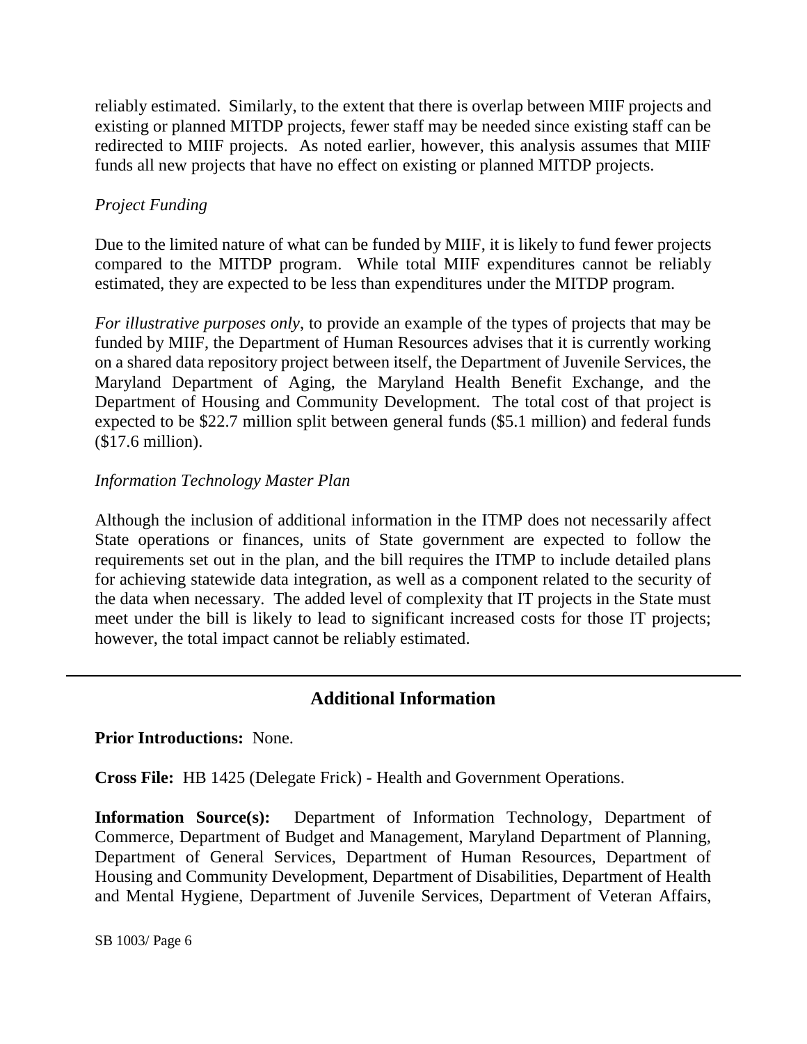reliably estimated. Similarly, to the extent that there is overlap between MIIF projects and existing or planned MITDP projects, fewer staff may be needed since existing staff can be redirected to MIIF projects. As noted earlier, however, this analysis assumes that MIIF funds all new projects that have no effect on existing or planned MITDP projects.

*Project Funding*

Due to the limited nature of what can be funded by MIIF, it is likely to fund fewer projects compared to the MITDP program. While total MIIF expenditures cannot be reliably estimated, they are expected to be less than expenditures under the MITDP program.

*For illustrative purposes only*, to provide an example of the types of projects that may be funded by MIIF, the Department of Human Resources advises that it is currently working on a shared data repository project between itself, the Department of Juvenile Services, the Maryland Department of Aging, the Maryland Health Benefit Exchange, and the Department of Housing and Community Development. The total cost of that project is expected to be $22.7 million split between general funds ($5.1 million) and federal funds ($17.6 million).

*Information Technology Master Plan*

Although the inclusion of additional information in the ITMP does not necessarily affect State operations or finances, units of State government are expected to follow the requirements set out in the plan, and the bill requires the ITMP to include detailed plans for achieving statewide data integration, as well as a component related to the security of the data when necessary. The added level of complexity that IT projects in the State must meet under the bill is likely to lead to significant increased costs for those IT projects; however, the total impact cannot be reliably estimated.

---

## Additional Information

**Prior Introductions:** None.

**Cross File:** HB 1425 (Delegate Frick) - Health and Government Operations.

**Information Source(s):** Department of Information Technology, Department of Commerce, Department of Budget and Management, Maryland Department of Planning, Department of General Services, Department of Human Resources, Department of Housing and Community Development, Department of Disabilities, Department of Health and Mental Hygiene, Department of Juvenile Services, Department of Veteran Affairs,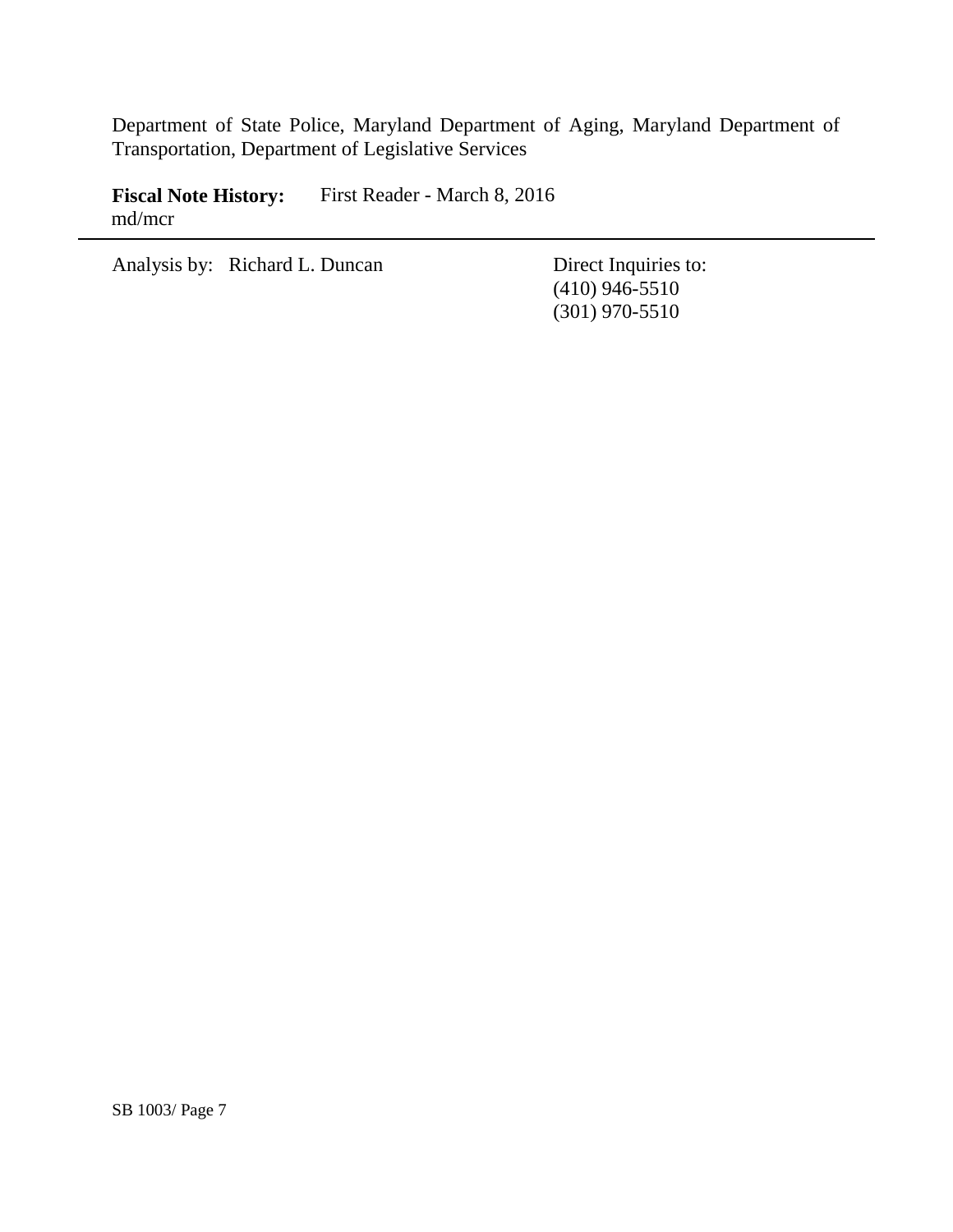Department of State Police, Maryland Department of Aging, Maryland Department of Transportation, Department of Legislative Services

**Fiscal Note History:** First Reader - March 8, 2016
md/mcr

---

Analysis by: Richard L. Duncan

Direct Inquiries to:
(410) 946-5510
(301) 970-5510